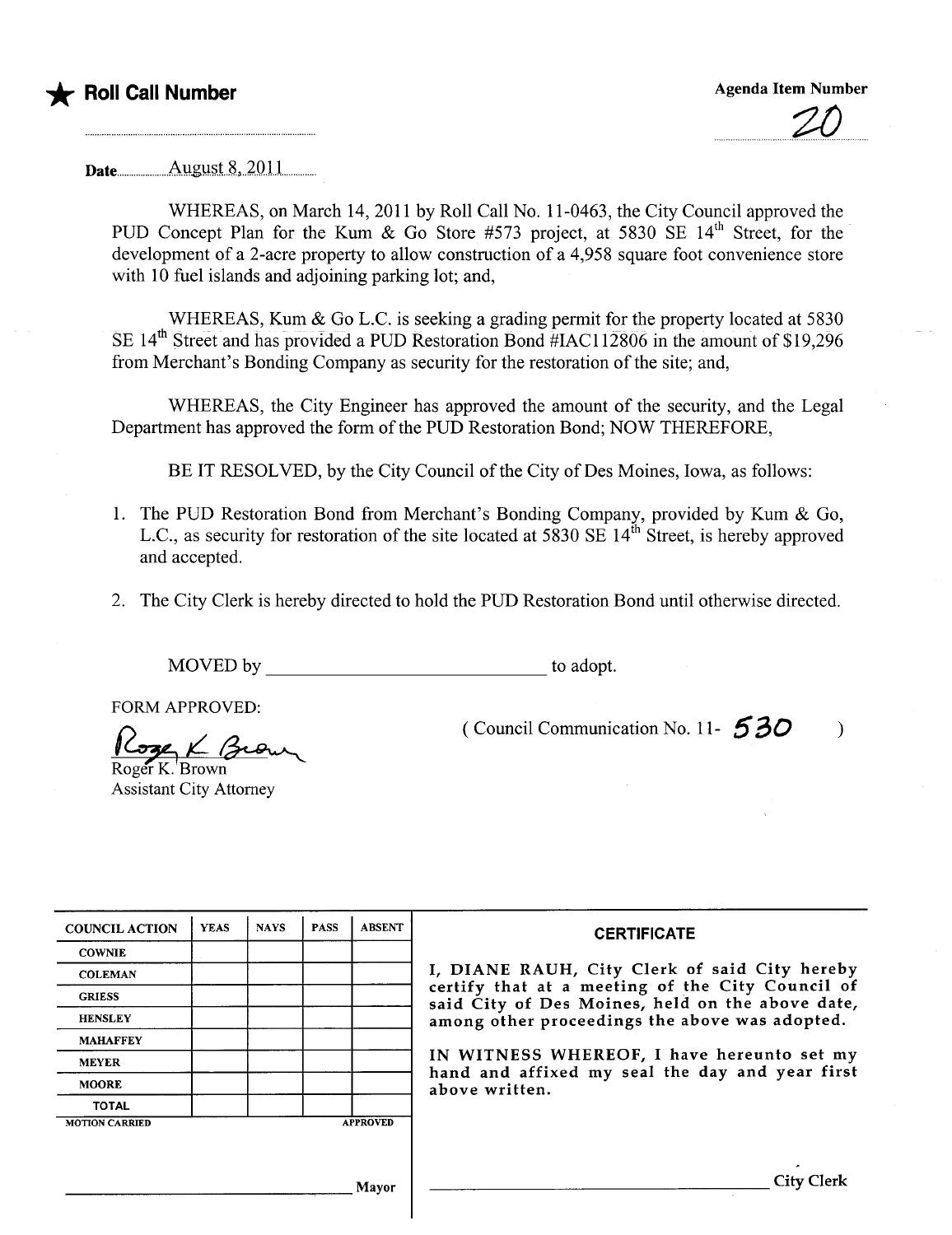★ **Roll Call Number**

**Agenda Item Number**

20

Date August 8, 2011

WHEREAS, on March 14, 2011 by Roll Call No. 11-0463, the City Council approved the PUD Concept Plan for the Kum & Go Store #573 project, at 5830 SE 14th Street, for the development of a 2-acre property to allow construction of a 4,958 square foot convenience store with 10 fuel islands and adjoining parking lot; and,

WHEREAS, Kum & Go L.C. is seeking a grading permit for the property located at 5830 SE 14th Street and has provided a PUD Restoration Bond #IAC112806 in the amount of $19,296 from Merchant's Bonding Company as security for the restoration of the site; and,

WHEREAS, the City Engineer has approved the amount of the security, and the Legal Department has approved the form of the PUD Restoration Bond; NOW THEREFORE,

BE IT RESOLVED, by the City Council of the City of Des Moines, Iowa, as follows:

1. The PUD Restoration Bond from Merchant's Bonding Company, provided by Kum & Go, L.C., as security for restoration of the site located at 5830 SE 14th Street, is hereby approved and accepted.
2. The City Clerk is hereby directed to hold the PUD Restoration Bond until otherwise directed.

MOVED by ______________________ to adopt.

FORM APPROVED:

Roger K. Brown
Assistant City Attorney

( Council Communication No. 11- 530 )

| COUNCIL ACTION | YEAS | NAYS | PASS | ABSENT |
|---|---|---|---|---|
| COWNIE | | | | |
| COLEMAN | | | | |
| GRIESS | | | | |
| HENSLEY | | | | |
| MAHAFFEY | | | | |
| MEYER | | | | |
| MOORE | | | | |
| TOTAL | | | | |
| MOTION CARRIED | | | | APPROVED |

______________________ Mayor

**CERTIFICATE**

I, DIANE RAUH, City Clerk of said City hereby certify that at a meeting of the City Council of said City of Des Moines, held on the above date, among other proceedings the above was adopted.

IN WITNESS WHEREOF, I have hereunto set my hand and affixed my seal the day and year first above written.

______________________ City Clerk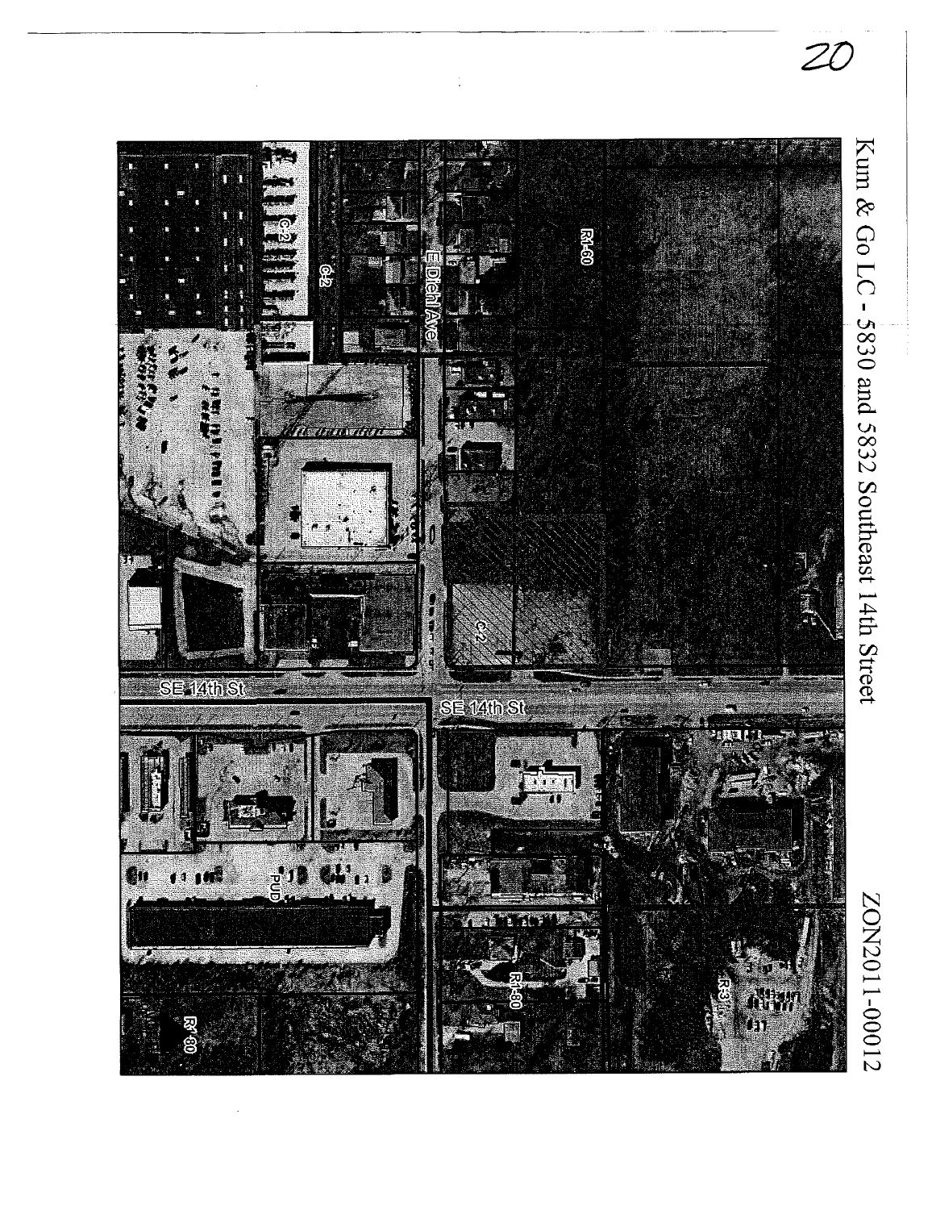Kum & Go LC - 5830 and 5832 Southeast 14th Street

ZON2011-00012

R1-60

E Diehl Ave

C-2

C-2

C-2

SE 14th St

SE 14th St

R-3

R1-80

PUD

R1-80